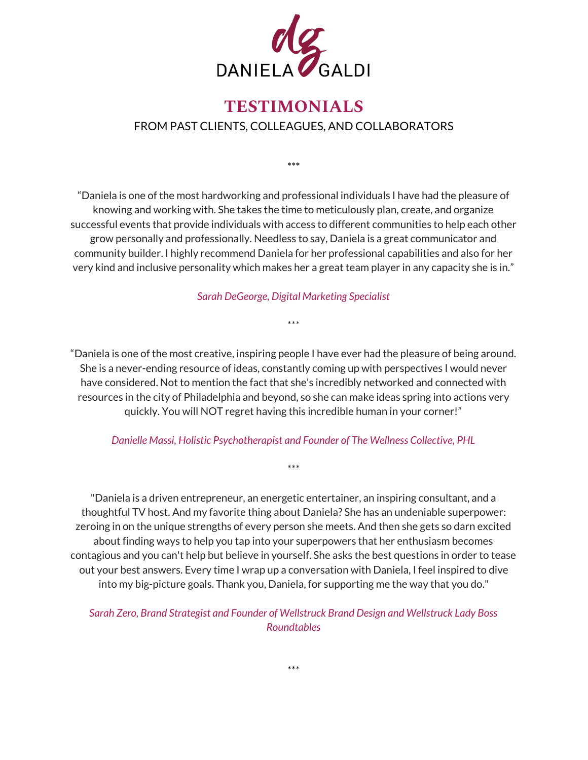DANIELA GALDI

# TESTIMONIALS

FROM PAST CLIENTS, COLLEAGUES, AND COLLABORATORS

***

“Daniela is one of the most hardworking and professional individuals I have had the pleasure of knowing and working with. She takes the time to meticulously plan, create, and organize successful events that provide individuals with access to different communities to help each other grow personally and professionally. Needless to say, Daniela is a great communicator and community builder. I highly recommend Daniela for her professional capabilities and also for her very kind and inclusive personality which makes her a great team player in any capacity she is in.”

*Sarah DeGeorge, Digital Marketing Specialist*

***

“Daniela is one of the most creative, inspiring people I have ever had the pleasure of being around. She is a never-ending resource of ideas, constantly coming up with perspectives I would never have considered. Not to mention the fact that she's incredibly networked and connected with resources in the city of Philadelphia and beyond, so she can make ideas spring into actions very quickly. You will NOT regret having this incredible human in your corner!”

*Danielle Massi, Holistic Psychotherapist and Founder of The Wellness Collective, PHL*

***

"Daniela is a driven entrepreneur, an energetic entertainer, an inspiring consultant, and a thoughtful TV host. And my favorite thing about Daniela? She has an undeniable superpower: zeroing in on the unique strengths of every person she meets. And then she gets so darn excited about finding ways to help you tap into your superpowers that her enthusiasm becomes contagious and you can't help but believe in yourself. She asks the best questions in order to tease out your best answers. Every time I wrap up a conversation with Daniela, I feel inspired to dive into my big-picture goals. Thank you, Daniela, for supporting me the way that you do."

*Sarah Zero, Brand Strategist and Founder of Wellstruck Brand Design and Wellstruck Lady Boss Roundtables*

***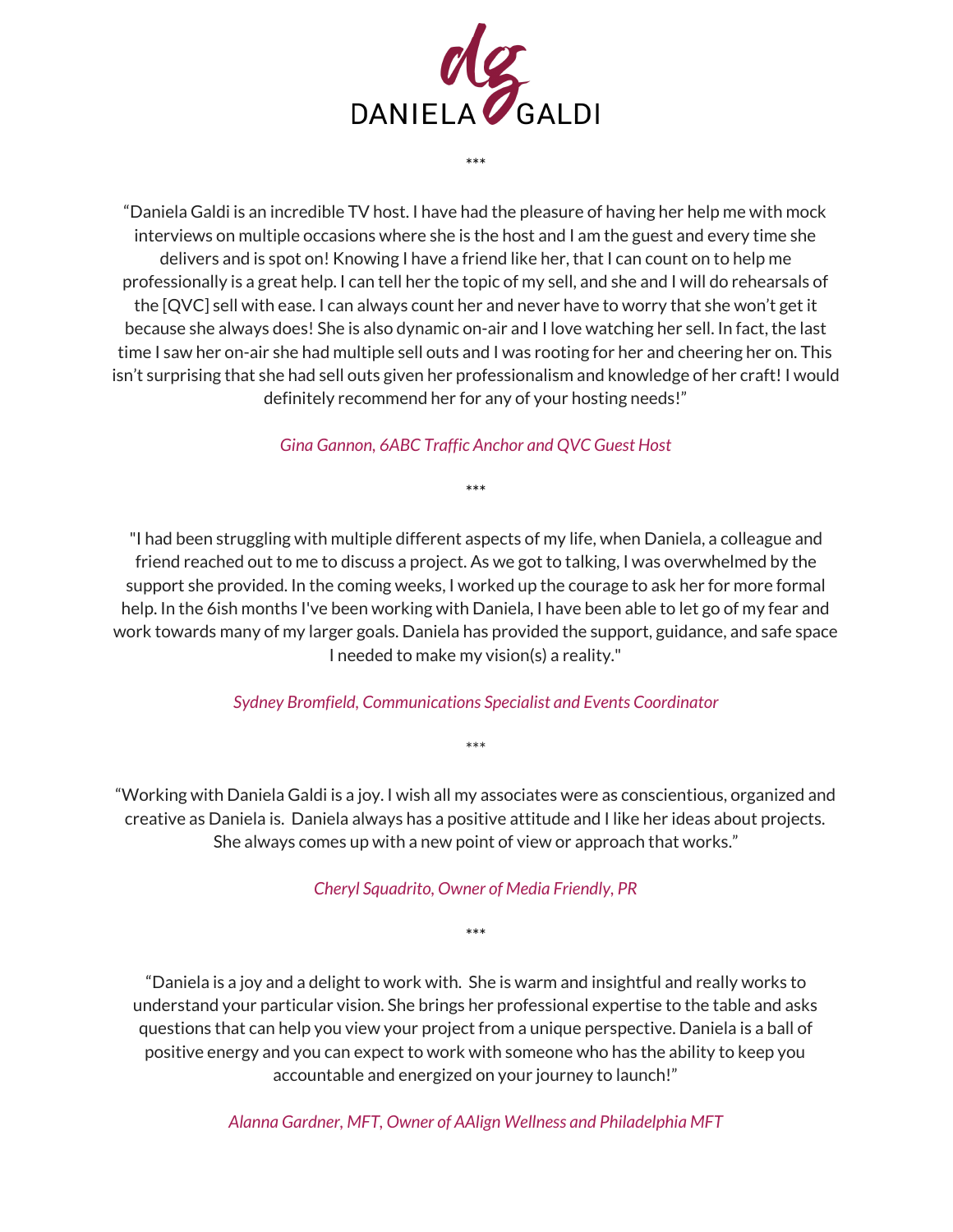DANIELA GALDI

***

“Daniela Galdi is an incredible TV host. I have had the pleasure of having her help me with mock interviews on multiple occasions where she is the host and I am the guest and every time she delivers and is spot on! Knowing I have a friend like her, that I can count on to help me professionally is a great help. I can tell her the topic of my sell, and she and I will do rehearsals of the [QVC] sell with ease. I can always count her and never have to worry that she won’t get it because she always does! She is also dynamic on-air and I love watching her sell. In fact, the last time I saw her on-air she had multiple sell outs and I was rooting for her and cheering her on. This isn’t surprising that she had sell outs given her professionalism and knowledge of her craft! I would definitely recommend her for any of your hosting needs!”

*Gina Gannon, 6ABC Traffic Anchor and QVC Guest Host*

***

"I had been struggling with multiple different aspects of my life, when Daniela, a colleague and friend reached out to me to discuss a project. As we got to talking, I was overwhelmed by the support she provided. In the coming weeks, I worked up the courage to ask her for more formal help. In the 6ish months I've been working with Daniela, I have been able to let go of my fear and work towards many of my larger goals. Daniela has provided the support, guidance, and safe space I needed to make my vision(s) a reality."

*Sydney Bromfield, Communications Specialist and Events Coordinator*

***

“Working with Daniela Galdi is a joy. I wish all my associates were as conscientious, organized and creative as Daniela is. Daniela always has a positive attitude and I like her ideas about projects. She always comes up with a new point of view or approach that works.”

*Cheryl Squadrito, Owner of Media Friendly, PR*

***

“Daniela is a joy and a delight to work with. She is warm and insightful and really works to understand your particular vision. She brings her professional expertise to the table and asks questions that can help you view your project from a unique perspective. Daniela is a ball of positive energy and you can expect to work with someone who has the ability to keep you accountable and energized on your journey to launch!”

*Alanna Gardner, MFT, Owner of AAlign Wellness and Philadelphia MFT*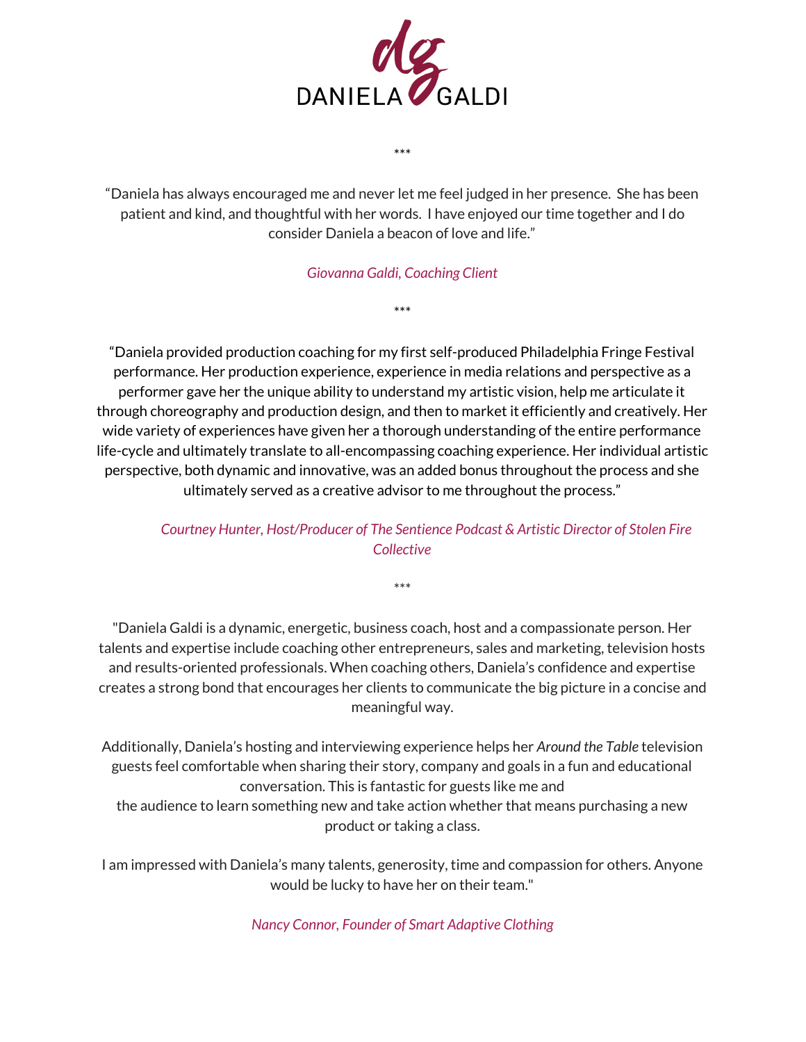dg
DANIELA GALDI

***

"Daniela has always encouraged me and never let me feel judged in her presence. She has been patient and kind, and thoughtful with her words. I have enjoyed our time together and I do consider Daniela a beacon of love and life."

*Giovanna Galdi, Coaching Client*

***

"Daniela provided production coaching for my first self-produced Philadelphia Fringe Festival performance. Her production experience, experience in media relations and perspective as a performer gave her the unique ability to understand my artistic vision, help me articulate it through choreography and production design, and then to market it efficiently and creatively. Her wide variety of experiences have given her a thorough understanding of the entire performance life-cycle and ultimately translate to all-encompassing coaching experience. Her individual artistic perspective, both dynamic and innovative, was an added bonus throughout the process and she ultimately served as a creative advisor to me throughout the process."

*Courtney Hunter, Host/Producer of The Sentience Podcast & Artistic Director of Stolen Fire Collective*

***

"Daniela Galdi is a dynamic, energetic, business coach, host and a compassionate person. Her talents and expertise include coaching other entrepreneurs, sales and marketing, television hosts and results-oriented professionals. When coaching others, Daniela's confidence and expertise creates a strong bond that encourages her clients to communicate the big picture in a concise and meaningful way.

Additionally, Daniela's hosting and interviewing experience helps her *Around the Table* television guests feel comfortable when sharing their story, company and goals in a fun and educational conversation. This is fantastic for guests like me and
the audience to learn something new and take action whether that means purchasing a new product or taking a class.

I am impressed with Daniela's many talents, generosity, time and compassion for others. Anyone would be lucky to have her on their team."

*Nancy Connor, Founder of Smart Adaptive Clothing*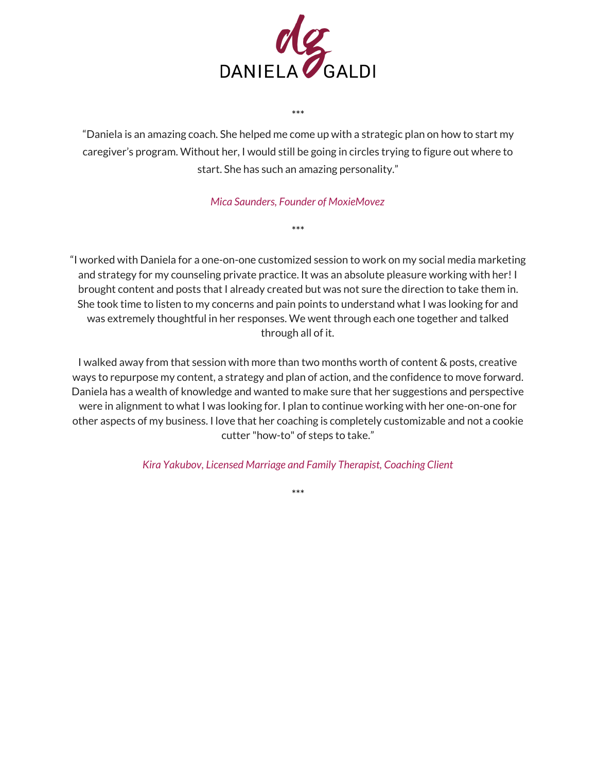DANIELA GALDI

***

"Daniela is an amazing coach. She helped me come up with a strategic plan on how to start my caregiver's program. Without her, I would still be going in circles trying to figure out where to start. She has such an amazing personality."

*Mica Saunders, Founder of MoxieMovez*

***

"I worked with Daniela for a one-on-one customized session to work on my social media marketing and strategy for my counseling private practice. It was an absolute pleasure working with her! I brought content and posts that I already created but was not sure the direction to take them in. She took time to listen to my concerns and pain points to understand what I was looking for and was extremely thoughtful in her responses. We went through each one together and talked through all of it.

I walked away from that session with more than two months worth of content & posts, creative ways to repurpose my content, a strategy and plan of action, and the confidence to move forward. Daniela has a wealth of knowledge and wanted to make sure that her suggestions and perspective were in alignment to what I was looking for. I plan to continue working with her one-on-one for other aspects of my business. I love that her coaching is completely customizable and not a cookie cutter "how-to" of steps to take."

*Kira Yakubov, Licensed Marriage and Family Therapist, Coaching Client*

***